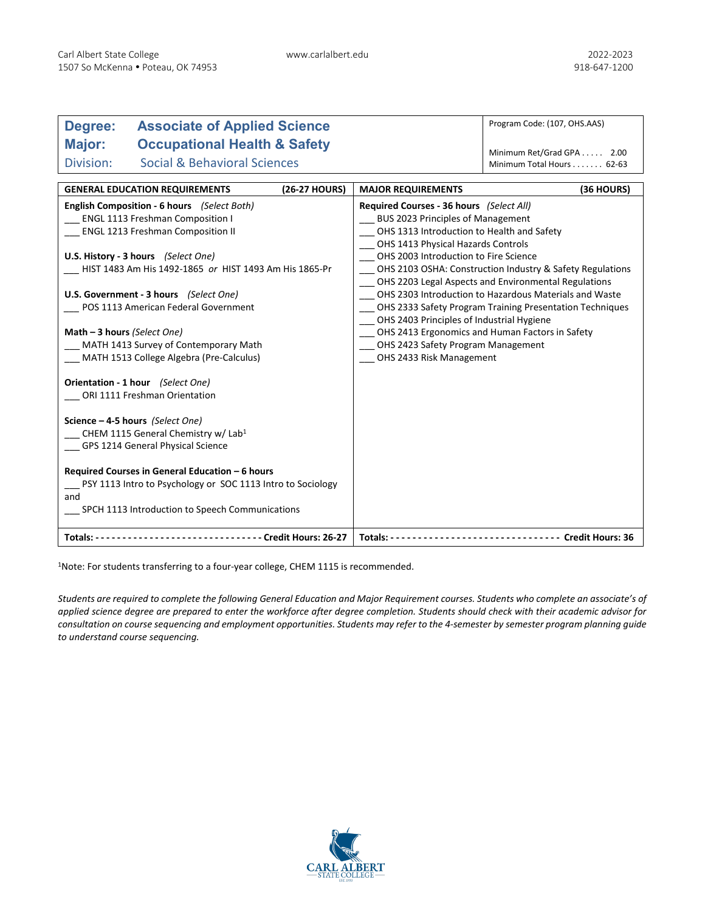Carl Albert State College
1507 So McKenna • Poteau, OK 74953

www.carlalbert.edu

2022-2023
918-647-1200

| **Degree:** | **Associate of Applied Science** | Program Code: (107, OHS.AAS) |
|---|---|---|
| **Major:** | **Occupational Health & Safety** | Minimum Ret/Grad GPA . . . . . 2.00 |
| Division: | Social & Behavioral Sciences | Minimum Total Hours . . . . . . . 62-63 |

| **GENERAL EDUCATION REQUIREMENTS (26-27 HOURS)** | **MAJOR REQUIREMENTS (36 HOURS)** |
|---|---|
| **English Composition - 6 hours** *(Select Both)*<br>___ ENGL 1113 Freshman Composition I<br>___ ENGL 1213 Freshman Composition II<br><br>**U.S. History - 3 hours** *(Select One)*<br>___ HIST 1483 Am His 1492-1865 *or* HIST 1493 Am His 1865-Pr<br><br>**U.S. Government - 3 hours** *(Select One)*<br>___ POS 1113 American Federal Government<br><br>**Math – 3 hours** *(Select One)*<br>___ MATH 1413 Survey of Contemporary Math<br>___ MATH 1513 College Algebra (Pre-Calculus)<br><br>**Orientation - 1 hour** *(Select One)*<br>___ ORI 1111 Freshman Orientation<br><br>**Science – 4-5 hours** *(Select One)*<br>___ CHEM 1115 General Chemistry w/ Lab[1]<br>___ GPS 1214 General Physical Science<br><br>**Required Courses in General Education – 6 hours**<br>___ PSY 1113 Intro to Psychology or SOC 1113 Intro to Sociology<br>and<br>___ SPCH 1113 Introduction to Speech Communications | **Required Courses - 36 hours** *(Select All)*<br>___ BUS 2023 Principles of Management<br>___ OHS 1313 Introduction to Health and Safety<br>___ OHS 1413 Physical Hazards Controls<br>___ OHS 2003 Introduction to Fire Science<br>___ OHS 2103 OSHA: Construction Industry & Safety Regulations<br>___ OHS 2203 Legal Aspects and Environmental Regulations<br>___ OHS 2303 Introduction to Hazardous Materials and Waste<br>___ OHS 2333 Safety Program Training Presentation Techniques<br>___ OHS 2403 Principles of Industrial Hygiene<br>___ OHS 2413 Ergonomics and Human Factors in Safety<br>___ OHS 2423 Safety Program Management<br>___ OHS 2433 Risk Management |
| **Totals: - - - - - - - - - - - - - - - - - - - - - - - - - - - - - - Credit Hours: 26-27** | **Totals: - - - - - - - - - - - - - - - - - - - - - - - - - - - - - - Credit Hours: 36** |

[1]Note: For students transferring to a four-year college, CHEM 1115 is recommended.

*Students are required to complete the following General Education and Major Requirement courses. Students who complete an associate's of applied science degree are prepared to enter the workforce after degree completion. Students should check with their academic advisor for consultation on course sequencing and employment opportunities. Students may refer to the 4-semester by semester program planning guide to understand course sequencing.*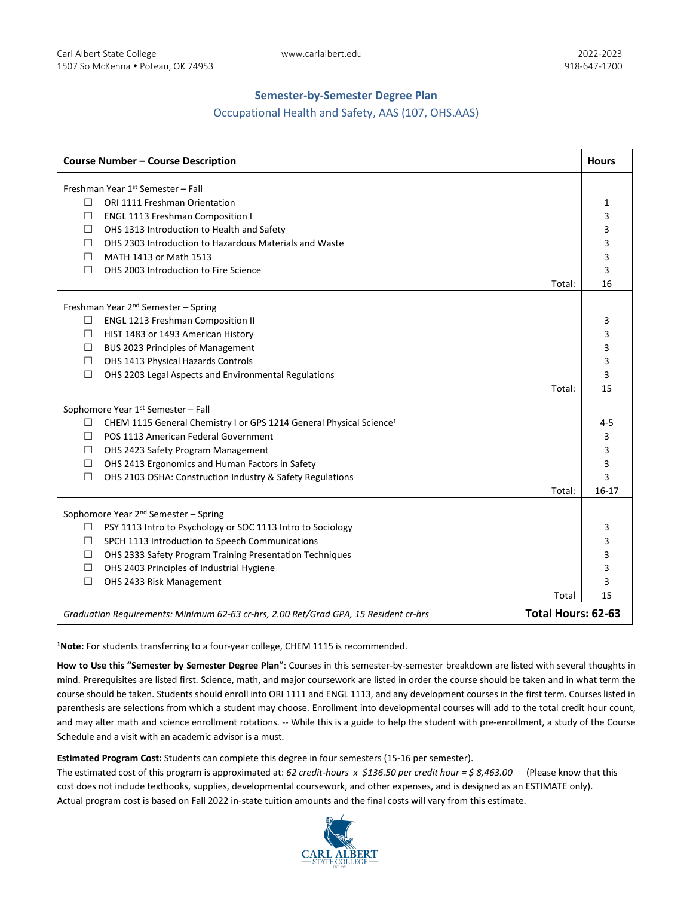Carl Albert State College
1507 So McKenna • Poteau, OK 74953

www.carlalbert.edu

2022-2023
918-647-1200

## Semester-by-Semester Degree Plan

### Occupational Health and Safety, AAS (107, OHS.AAS)

| Course Number – Course Description | Hours |
|---|---|
| Freshman Year 1st Semester – Fall | |
| ☐ ORI 1111 Freshman Orientation | 1 |
| ☐ ENGL 1113 Freshman Composition I | 3 |
| ☐ OHS 1313 Introduction to Health and Safety | 3 |
| ☐ OHS 2303 Introduction to Hazardous Materials and Waste | 3 |
| ☐ MATH 1413 or Math 1513 | 3 |
| ☐ OHS 2003 Introduction to Fire Science | 3 |
| Total: | 16 |
| Freshman Year 2nd Semester – Spring | |
| ☐ ENGL 1213 Freshman Composition II | 3 |
| ☐ HIST 1483 or 1493 American History | 3 |
| ☐ BUS 2023 Principles of Management | 3 |
| ☐ OHS 1413 Physical Hazards Controls | 3 |
| ☐ OHS 2203 Legal Aspects and Environmental Regulations | 3 |
| Total: | 15 |
| Sophomore Year 1st Semester – Fall | |
| ☐ CHEM 1115 General Chemistry I or GPS 1214 General Physical Science[1] | 4-5 |
| ☐ POS 1113 American Federal Government | 3 |
| ☐ OHS 2423 Safety Program Management | 3 |
| ☐ OHS 2413 Ergonomics and Human Factors in Safety | 3 |
| ☐ OHS 2103 OSHA: Construction Industry & Safety Regulations | 3 |
| Total: | 16-17 |
| Sophomore Year 2nd Semester – Spring | |
| ☐ PSY 1113 Intro to Psychology or SOC 1113 Intro to Sociology | 3 |
| ☐ SPCH 1113 Introduction to Speech Communications | 3 |
| ☐ OHS 2333 Safety Program Training Presentation Techniques | 3 |
| ☐ OHS 2403 Principles of Industrial Hygiene | 3 |
| ☐ OHS 2433 Risk Management | 3 |
| Total | 15 |
| *Graduation Requirements: Minimum 62-63 cr-hrs, 2.00 Ret/Grad GPA, 15 Resident cr-hrs* | **Total Hours: 62-63** |

**[1]Note:** For students transferring to a four-year college, CHEM 1115 is recommended.

**How to Use this "Semester by Semester Degree Plan"**: Courses in this semester-by-semester breakdown are listed with several thoughts in mind. Prerequisites are listed first. Science, math, and major coursework are listed in order the course should be taken and in what term the course should be taken. Students should enroll into ORI 1111 and ENGL 1113, and any development courses in the first term. Courses listed in parenthesis are selections from which a student may choose. Enrollment into developmental courses will add to the total credit hour count, and may alter math and science enrollment rotations. -- While this is a guide to help the student with pre-enrollment, a study of the Course Schedule and a visit with an academic advisor is a must.

**Estimated Program Cost:** Students can complete this degree in four semesters (15-16 per semester).
The estimated cost of this program is approximated at: *62 credit-hours x $136.50 per credit hour = $ 8,463.00* (Please know that this cost does not include textbooks, supplies, developmental coursework, and other expenses, and is designed as an ESTIMATE only).
Actual program cost is based on Fall 2022 in-state tuition amounts and the final costs will vary from this estimate.

CARL ALBERT STATE COLLEGE EST. 1933